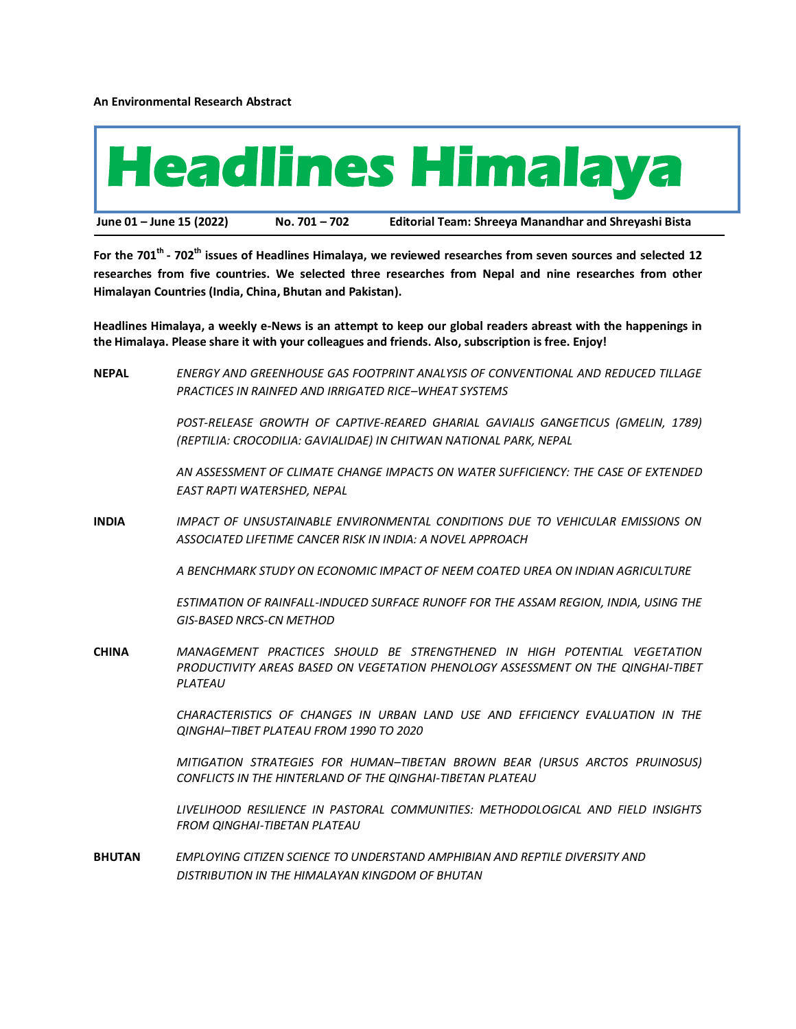An Environmental Research Abstract

# Headlines Himalaya

**June 01 – June 15 (2022)** **No. 701 – 702** **Editorial Team: Shreeya Manandhar and Shreyashi Bista**

**For the 701th - 702th issues of Headlines Himalaya, we reviewed researches from seven sources and selected 12 researches from five countries. We selected three researches from Nepal and nine researches from other Himalayan Countries (India, China, Bhutan and Pakistan).**

**Headlines Himalaya, a weekly e-News is an attempt to keep our global readers abreast with the happenings in the Himalaya. Please share it with your colleagues and friends. Also, subscription is free. Enjoy!**

**NEPAL**

*ENERGY AND GREENHOUSE GAS FOOTPRINT ANALYSIS OF CONVENTIONAL AND REDUCED TILLAGE PRACTICES IN RAINFED AND IRRIGATED RICE–WHEAT SYSTEMS*

*POST-RELEASE GROWTH OF CAPTIVE-REARED GHARIAL GAVIALIS GANGETICUS (GMELIN, 1789) (REPTILIA: CROCODILIA: GAVIALIDAE) IN CHITWAN NATIONAL PARK, NEPAL*

*AN ASSESSMENT OF CLIMATE CHANGE IMPACTS ON WATER SUFFICIENCY: THE CASE OF EXTENDED EAST RAPTI WATERSHED, NEPAL*

**INDIA**

*IMPACT OF UNSUSTAINABLE ENVIRONMENTAL CONDITIONS DUE TO VEHICULAR EMISSIONS ON ASSOCIATED LIFETIME CANCER RISK IN INDIA: A NOVEL APPROACH*

*A BENCHMARK STUDY ON ECONOMIC IMPACT OF NEEM COATED UREA ON INDIAN AGRICULTURE*

*ESTIMATION OF RAINFALL-INDUCED SURFACE RUNOFF FOR THE ASSAM REGION, INDIA, USING THE GIS-BASED NRCS-CN METHOD*

**CHINA**

*MANAGEMENT PRACTICES SHOULD BE STRENGTHENED IN HIGH POTENTIAL VEGETATION PRODUCTIVITY AREAS BASED ON VEGETATION PHENOLOGY ASSESSMENT ON THE QINGHAI-TIBET PLATEAU*

*CHARACTERISTICS OF CHANGES IN URBAN LAND USE AND EFFICIENCY EVALUATION IN THE QINGHAI–TIBET PLATEAU FROM 1990 TO 2020*

*MITIGATION STRATEGIES FOR HUMAN–TIBETAN BROWN BEAR (URSUS ARCTOS PRUINOSUS) CONFLICTS IN THE HINTERLAND OF THE QINGHAI-TIBETAN PLATEAU*

*LIVELIHOOD RESILIENCE IN PASTORAL COMMUNITIES: METHODOLOGICAL AND FIELD INSIGHTS FROM QINGHAI-TIBETAN PLATEAU*

**BHUTAN**

*EMPLOYING CITIZEN SCIENCE TO UNDERSTAND AMPHIBIAN AND REPTILE DIVERSITY AND DISTRIBUTION IN THE HIMALAYAN KINGDOM OF BHUTAN*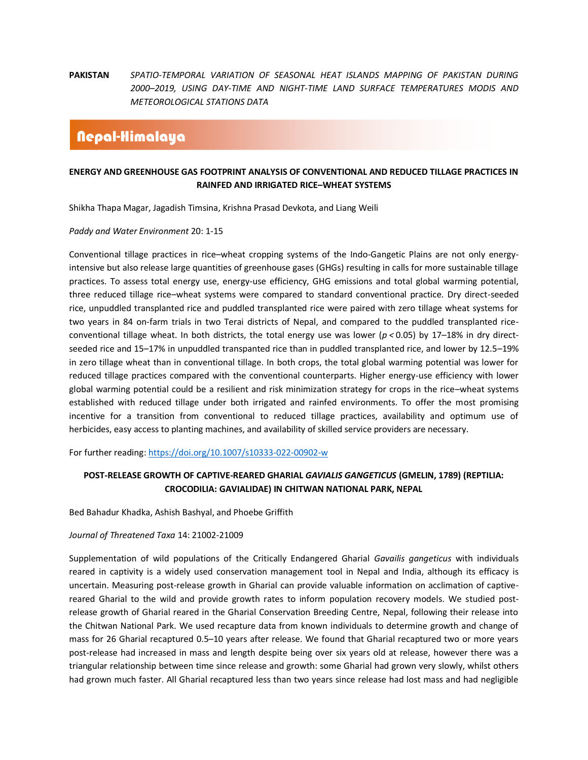**PAKISTAN** *SPATIO-TEMPORAL VARIATION OF SEASONAL HEAT ISLANDS MAPPING OF PAKISTAN DURING 2000–2019, USING DAY-TIME AND NIGHT-TIME LAND SURFACE TEMPERATURES MODIS AND METEOROLOGICAL STATIONS DATA*

# Nepal-Himalaya

### ENERGY AND GREENHOUSE GAS FOOTPRINT ANALYSIS OF CONVENTIONAL AND REDUCED TILLAGE PRACTICES IN RAINFED AND IRRIGATED RICE–WHEAT SYSTEMS

Shikha Thapa Magar, Jagadish Timsina, Krishna Prasad Devkota, and Liang Weili

*Paddy and Water Environment* 20: 1-15

Conventional tillage practices in rice–wheat cropping systems of the Indo-Gangetic Plains are not only energy-intensive but also release large quantities of greenhouse gases (GHGs) resulting in calls for more sustainable tillage practices. To assess total energy use, energy-use efficiency, GHG emissions and total global warming potential, three reduced tillage rice–wheat systems were compared to standard conventional practice. Dry direct-seeded rice, unpuddled transplanted rice and puddled transplanted rice were paired with zero tillage wheat systems for two years in 84 on-farm trials in two Terai districts of Nepal, and compared to the puddled transplanted rice-conventional tillage wheat. In both districts, the total energy use was lower ($p < 0.05$) by 17–18% in dry direct-seeded rice and 15–17% in unpuddled transpanted rice than in puddled transplanted rice, and lower by 12.5–19% in zero tillage wheat than in conventional tillage. In both crops, the total global warming potential was lower for reduced tillage practices compared with the conventional counterparts. Higher energy-use efficiency with lower global warming potential could be a resilient and risk minimization strategy for crops in the rice–wheat systems established with reduced tillage under both irrigated and rainfed environments. To offer the most promising incentive for a transition from conventional to reduced tillage practices, availability and optimum use of herbicides, easy access to planting machines, and availability of skilled service providers are necessary.

For further reading: https://doi.org/10.1007/s10333-022-00902-w

### POST-RELEASE GROWTH OF CAPTIVE-REARED GHARIAL *GAVIALIS GANGETICUS* (GMELIN, 1789) (REPTILIA: CROCODILIA: GAVIALIDAE) IN CHITWAN NATIONAL PARK, NEPAL

Bed Bahadur Khadka, Ashish Bashyal, and Phoebe Griffith

*Journal of Threatened Taxa* 14: 21002-21009

Supplementation of wild populations of the Critically Endangered Gharial *Gavailis gangeticus* with individuals reared in captivity is a widely used conservation management tool in Nepal and India, although its efficacy is uncertain. Measuring post-release growth in Gharial can provide valuable information on acclimation of captive-reared Gharial to the wild and provide growth rates to inform population recovery models. We studied post-release growth of Gharial reared in the Gharial Conservation Breeding Centre, Nepal, following their release into the Chitwan National Park. We used recapture data from known individuals to determine growth and change of mass for 26 Gharial recaptured 0.5–10 years after release. We found that Gharial recaptured two or more years post-release had increased in mass and length despite being over six years old at release, however there was a triangular relationship between time since release and growth: some Gharial had grown very slowly, whilst others had grown much faster. All Gharial recaptured less than two years since release had lost mass and had negligible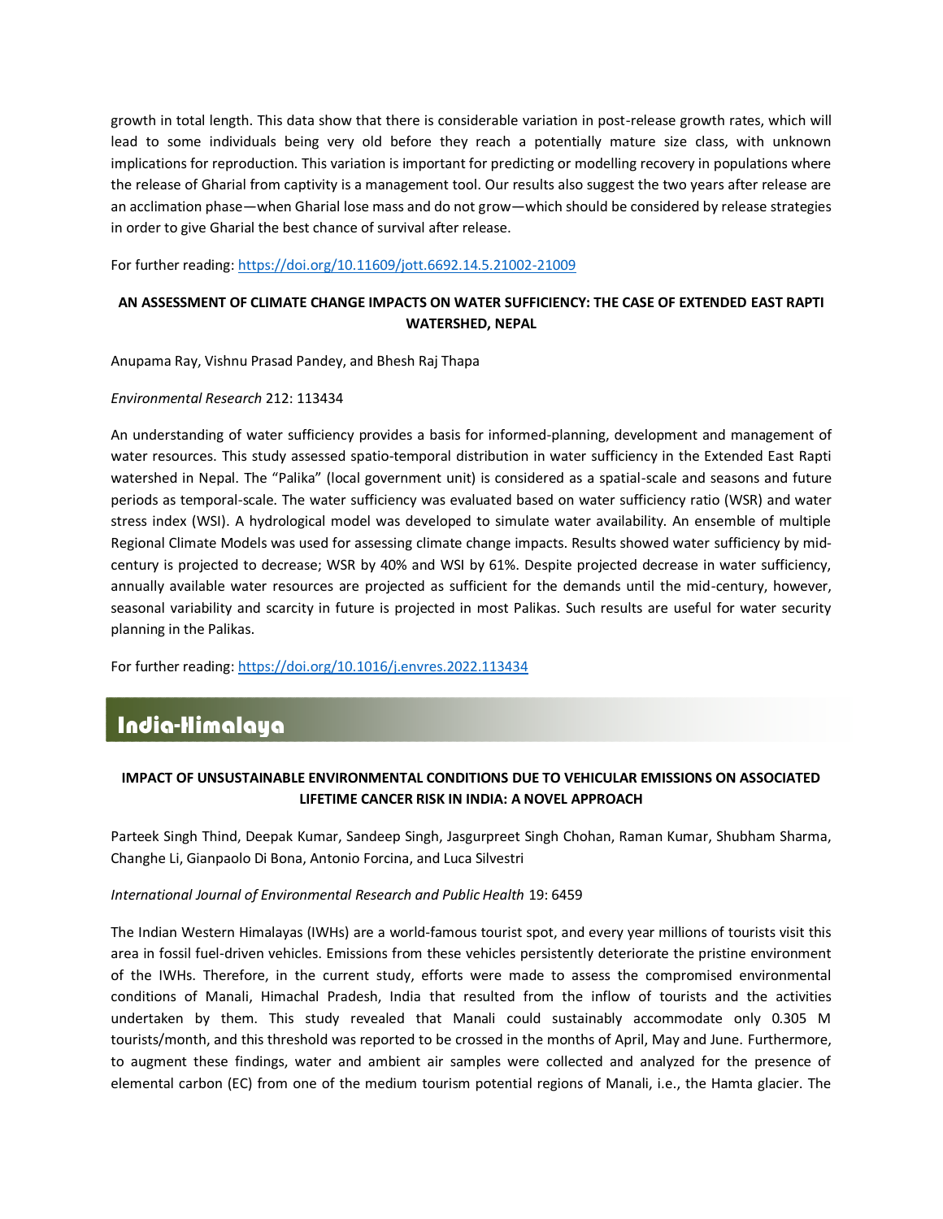growth in total length. This data show that there is considerable variation in post-release growth rates, which will lead to some individuals being very old before they reach a potentially mature size class, with unknown implications for reproduction. This variation is important for predicting or modelling recovery in populations where the release of Gharial from captivity is a management tool. Our results also suggest the two years after release are an acclimation phase—when Gharial lose mass and do not grow—which should be considered by release strategies in order to give Gharial the best chance of survival after release.

For further reading: https://doi.org/10.11609/jott.6692.14.5.21002-21009

### AN ASSESSMENT OF CLIMATE CHANGE IMPACTS ON WATER SUFFICIENCY: THE CASE OF EXTENDED EAST RAPTI WATERSHED, NEPAL

Anupama Ray, Vishnu Prasad Pandey, and Bhesh Raj Thapa

*Environmental Research* 212: 113434

An understanding of water sufficiency provides a basis for informed-planning, development and management of water resources. This study assessed spatio-temporal distribution in water sufficiency in the Extended East Rapti watershed in Nepal. The "Palika" (local government unit) is considered as a spatial-scale and seasons and future periods as temporal-scale. The water sufficiency was evaluated based on water sufficiency ratio (WSR) and water stress index (WSI). A hydrological model was developed to simulate water availability. An ensemble of multiple Regional Climate Models was used for assessing climate change impacts. Results showed water sufficiency by mid-century is projected to decrease; WSR by 40% and WSI by 61%. Despite projected decrease in water sufficiency, annually available water resources are projected as sufficient for the demands until the mid-century, however, seasonal variability and scarcity in future is projected in most Palikas. Such results are useful for water security planning in the Palikas.

For further reading: https://doi.org/10.1016/j.envres.2022.113434

## India-Himalaya

### IMPACT OF UNSUSTAINABLE ENVIRONMENTAL CONDITIONS DUE TO VEHICULAR EMISSIONS ON ASSOCIATED LIFETIME CANCER RISK IN INDIA: A NOVEL APPROACH

Parteek Singh Thind, Deepak Kumar, Sandeep Singh, Jasgurpreet Singh Chohan, Raman Kumar, Shubham Sharma, Changhe Li, Gianpaolo Di Bona, Antonio Forcina, and Luca Silvestri

*International Journal of Environmental Research and Public Health* 19: 6459

The Indian Western Himalayas (IWHs) are a world-famous tourist spot, and every year millions of tourists visit this area in fossil fuel-driven vehicles. Emissions from these vehicles persistently deteriorate the pristine environment of the IWHs. Therefore, in the current study, efforts were made to assess the compromised environmental conditions of Manali, Himachal Pradesh, India that resulted from the inflow of tourists and the activities undertaken by them. This study revealed that Manali could sustainably accommodate only 0.305 M tourists/month, and this threshold was reported to be crossed in the months of April, May and June. Furthermore, to augment these findings, water and ambient air samples were collected and analyzed for the presence of elemental carbon (EC) from one of the medium tourism potential regions of Manali, i.e., the Hamta glacier. The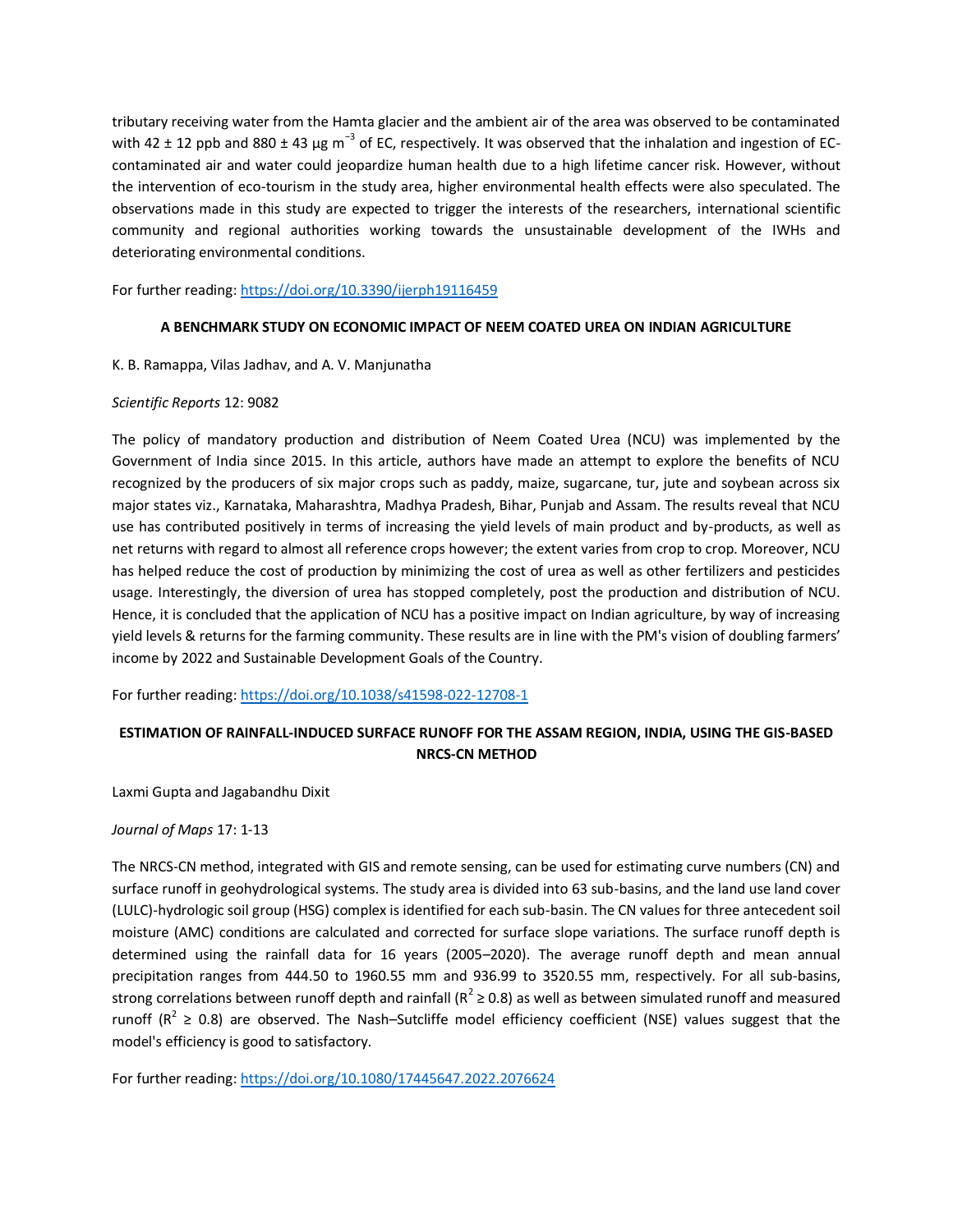tributary receiving water from the Hamta glacier and the ambient air of the area was observed to be contaminated with 42 ± 12 ppb and 880 ± 43 μg $m^{-3}$ of EC, respectively. It was observed that the inhalation and ingestion of EC-contaminated air and water could jeopardize human health due to a high lifetime cancer risk. However, without the intervention of eco-tourism in the study area, higher environmental health effects were also speculated. The observations made in this study are expected to trigger the interests of the researchers, international scientific community and regional authorities working towards the unsustainable development of the IWHs and deteriorating environmental conditions.

For further reading: https://doi.org/10.3390/ijerph19116459

### A BENCHMARK STUDY ON ECONOMIC IMPACT OF NEEM COATED UREA ON INDIAN AGRICULTURE

K. B. Ramappa, Vilas Jadhav, and A. V. Manjunatha

*Scientific Reports* 12: 9082

The policy of mandatory production and distribution of Neem Coated Urea (NCU) was implemented by the Government of India since 2015. In this article, authors have made an attempt to explore the benefits of NCU recognized by the producers of six major crops such as paddy, maize, sugarcane, tur, jute and soybean across six major states viz., Karnataka, Maharashtra, Madhya Pradesh, Bihar, Punjab and Assam. The results reveal that NCU use has contributed positively in terms of increasing the yield levels of main product and by-products, as well as net returns with regard to almost all reference crops however; the extent varies from crop to crop. Moreover, NCU has helped reduce the cost of production by minimizing the cost of urea as well as other fertilizers and pesticides usage. Interestingly, the diversion of urea has stopped completely, post the production and distribution of NCU. Hence, it is concluded that the application of NCU has a positive impact on Indian agriculture, by way of increasing yield levels & returns for the farming community. These results are in line with the PM's vision of doubling farmers' income by 2022 and Sustainable Development Goals of the Country.

For further reading: https://doi.org/10.1038/s41598-022-12708-1

### ESTIMATION OF RAINFALL-INDUCED SURFACE RUNOFF FOR THE ASSAM REGION, INDIA, USING THE GIS-BASED NRCS-CN METHOD

Laxmi Gupta and Jagabandhu Dixit

*Journal of Maps* 17: 1-13

The NRCS-CN method, integrated with GIS and remote sensing, can be used for estimating curve numbers (CN) and surface runoff in geohydrological systems. The study area is divided into 63 sub-basins, and the land use land cover (LULC)-hydrologic soil group (HSG) complex is identified for each sub-basin. The CN values for three antecedent soil moisture (AMC) conditions are calculated and corrected for surface slope variations. The surface runoff depth is determined using the rainfall data for 16 years (2005–2020). The average runoff depth and mean annual precipitation ranges from 444.50 to 1960.55 mm and 936.99 to 3520.55 mm, respectively. For all sub-basins, strong correlations between runoff depth and rainfall ($R^2 \geq 0.8$) as well as between simulated runoff and measured runoff ($R^2 \geq 0.8$) are observed. The Nash–Sutcliffe model efficiency coefficient (NSE) values suggest that the model's efficiency is good to satisfactory.

For further reading: https://doi.org/10.1080/17445647.2022.2076624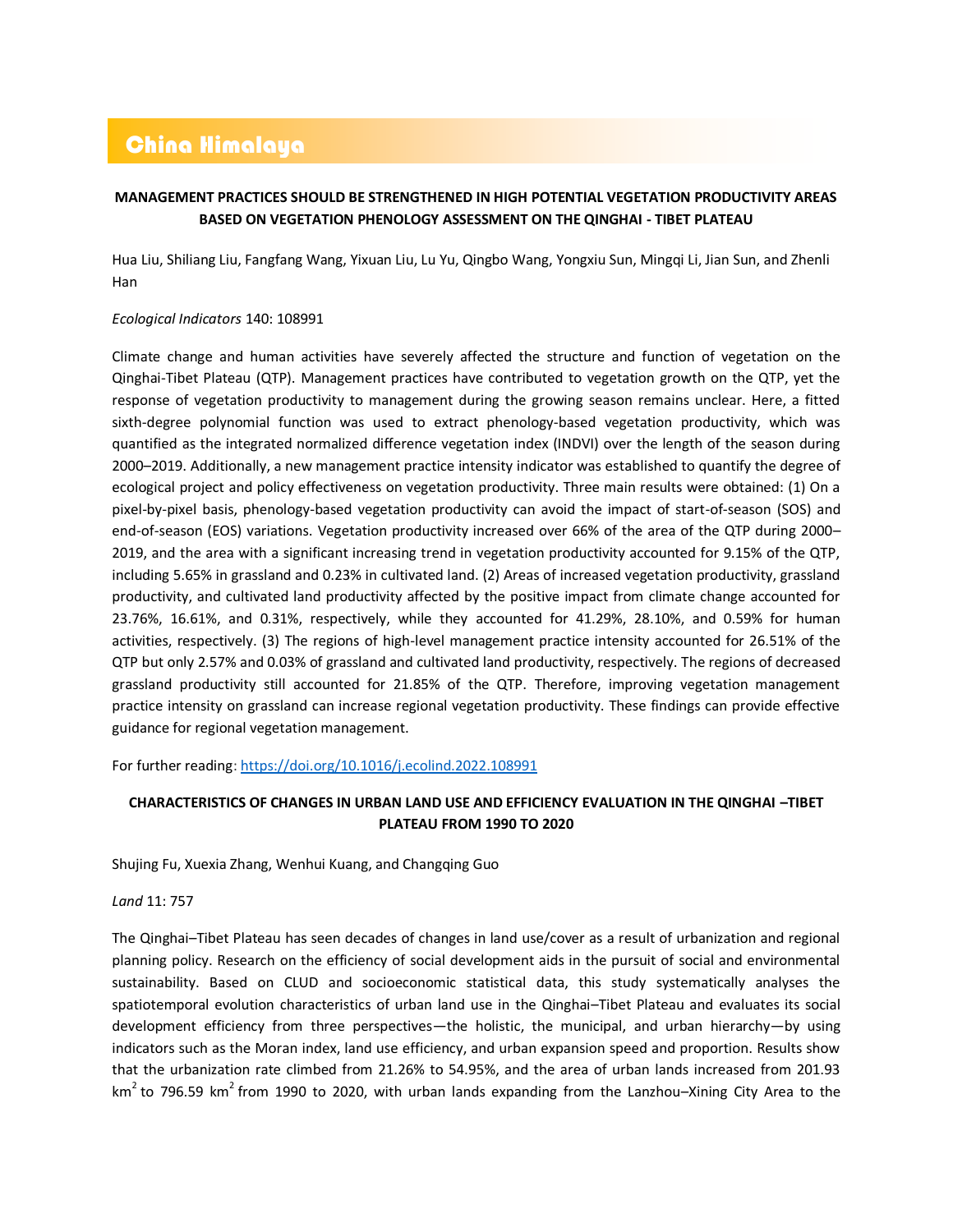# China Himalaya

### MANAGEMENT PRACTICES SHOULD BE STRENGTHENED IN HIGH POTENTIAL VEGETATION PRODUCTIVITY AREAS BASED ON VEGETATION PHENOLOGY ASSESSMENT ON THE QINGHAI - TIBET PLATEAU

Hua Liu, Shiliang Liu, Fangfang Wang, Yixuan Liu, Lu Yu, Qingbo Wang, Yongxiu Sun, Mingqi Li, Jian Sun, and Zhenli Han

*Ecological Indicators* 140: 108991

Climate change and human activities have severely affected the structure and function of vegetation on the Qinghai-Tibet Plateau (QTP). Management practices have contributed to vegetation growth on the QTP, yet the response of vegetation productivity to management during the growing season remains unclear. Here, a fitted sixth-degree polynomial function was used to extract phenology-based vegetation productivity, which was quantified as the integrated normalized difference vegetation index (INDVI) over the length of the season during 2000–2019. Additionally, a new management practice intensity indicator was established to quantify the degree of ecological project and policy effectiveness on vegetation productivity. Three main results were obtained: (1) On a pixel-by-pixel basis, phenology-based vegetation productivity can avoid the impact of start-of-season (SOS) and end-of-season (EOS) variations. Vegetation productivity increased over 66% of the area of the QTP during 2000–2019, and the area with a significant increasing trend in vegetation productivity accounted for 9.15% of the QTP, including 5.65% in grassland and 0.23% in cultivated land. (2) Areas of increased vegetation productivity, grassland productivity, and cultivated land productivity affected by the positive impact from climate change accounted for 23.76%, 16.61%, and 0.31%, respectively, while they accounted for 41.29%, 28.10%, and 0.59% for human activities, respectively. (3) The regions of high-level management practice intensity accounted for 26.51% of the QTP but only 2.57% and 0.03% of grassland and cultivated land productivity, respectively. The regions of decreased grassland productivity still accounted for 21.85% of the QTP. Therefore, improving vegetation management practice intensity on grassland can increase regional vegetation productivity. These findings can provide effective guidance for regional vegetation management.

For further reading: https://doi.org/10.1016/j.ecolind.2022.108991

### CHARACTERISTICS OF CHANGES IN URBAN LAND USE AND EFFICIENCY EVALUATION IN THE QINGHAI –TIBET PLATEAU FROM 1990 TO 2020

Shujing Fu, Xuexia Zhang, Wenhui Kuang, and Changqing Guo

*Land* 11: 757

The Qinghai–Tibet Plateau has seen decades of changes in land use/cover as a result of urbanization and regional planning policy. Research on the efficiency of social development aids in the pursuit of social and environmental sustainability. Based on CLUD and socioeconomic statistical data, this study systematically analyses the spatiotemporal evolution characteristics of urban land use in the Qinghai–Tibet Plateau and evaluates its social development efficiency from three perspectives—the holistic, the municipal, and urban hierarchy—by using indicators such as the Moran index, land use efficiency, and urban expansion speed and proportion. Results show that the urbanization rate climbed from 21.26% to 54.95%, and the area of urban lands increased from 201.93 $km^2$ to 796.59 $km^2$ from 1990 to 2020, with urban lands expanding from the Lanzhou–Xining City Area to the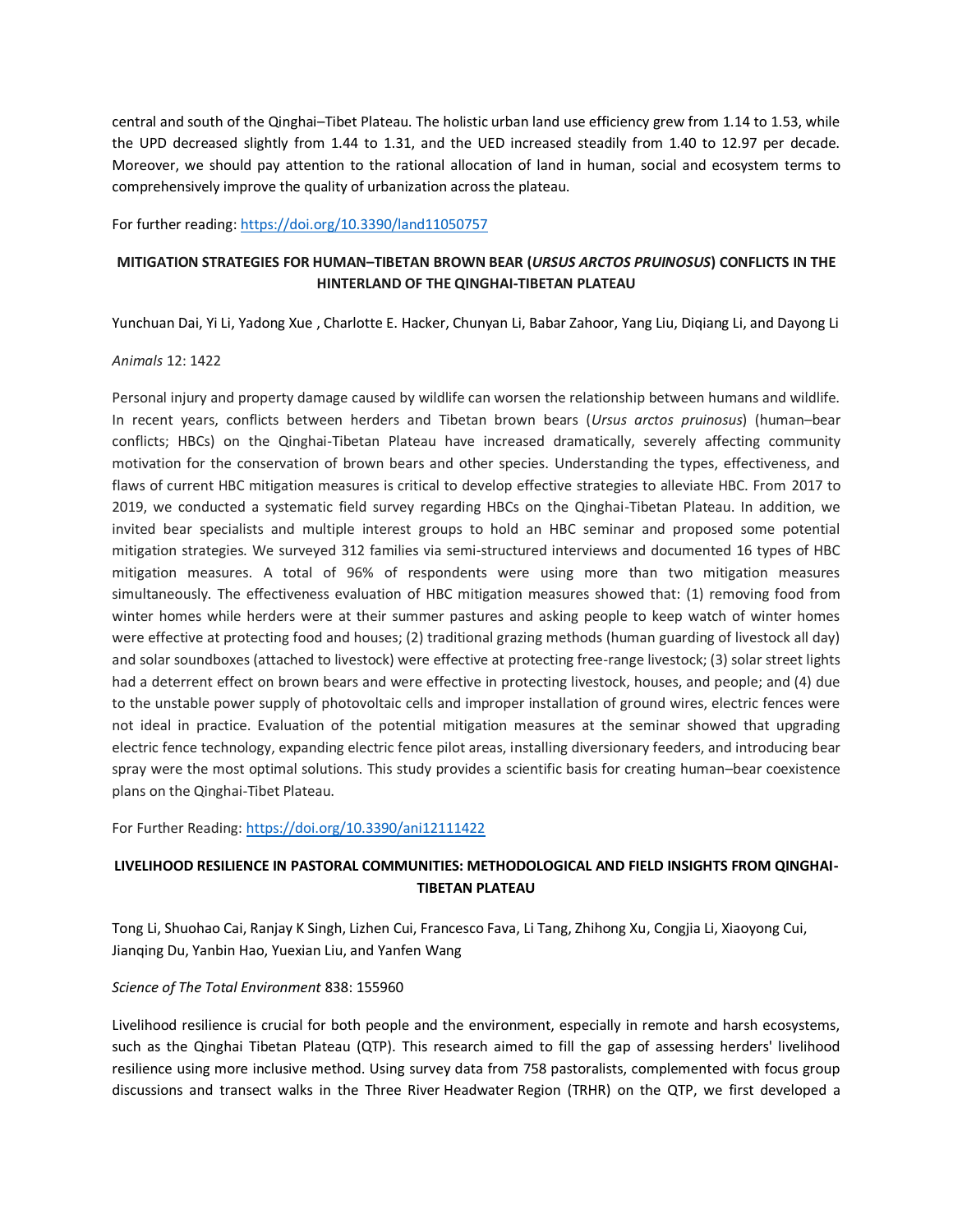central and south of the Qinghai–Tibet Plateau. The holistic urban land use efficiency grew from 1.14 to 1.53, while the UPD decreased slightly from 1.44 to 1.31, and the UED increased steadily from 1.40 to 12.97 per decade. Moreover, we should pay attention to the rational allocation of land in human, social and ecosystem terms to comprehensively improve the quality of urbanization across the plateau.

For further reading: https://doi.org/10.3390/land11050757

## MITIGATION STRATEGIES FOR HUMAN–TIBETAN BROWN BEAR (*URSUS ARCTOS PRUINOSUS*) CONFLICTS IN THE HINTERLAND OF THE QINGHAI-TIBETAN PLATEAU

Yunchuan Dai, Yi Li, Yadong Xue , Charlotte E. Hacker, Chunyan Li, Babar Zahoor, Yang Liu, Diqiang Li, and Dayong Li

*Animals* 12: 1422

Personal injury and property damage caused by wildlife can worsen the relationship between humans and wildlife. In recent years, conflicts between herders and Tibetan brown bears (*Ursus arctos pruinosus*) (human–bear conflicts; HBCs) on the Qinghai-Tibetan Plateau have increased dramatically, severely affecting community motivation for the conservation of brown bears and other species. Understanding the types, effectiveness, and flaws of current HBC mitigation measures is critical to develop effective strategies to alleviate HBC. From 2017 to 2019, we conducted a systematic field survey regarding HBCs on the Qinghai-Tibetan Plateau. In addition, we invited bear specialists and multiple interest groups to hold an HBC seminar and proposed some potential mitigation strategies. We surveyed 312 families via semi-structured interviews and documented 16 types of HBC mitigation measures. A total of 96% of respondents were using more than two mitigation measures simultaneously. The effectiveness evaluation of HBC mitigation measures showed that: (1) removing food from winter homes while herders were at their summer pastures and asking people to keep watch of winter homes were effective at protecting food and houses; (2) traditional grazing methods (human guarding of livestock all day) and solar soundboxes (attached to livestock) were effective at protecting free-range livestock; (3) solar street lights had a deterrent effect on brown bears and were effective in protecting livestock, houses, and people; and (4) due to the unstable power supply of photovoltaic cells and improper installation of ground wires, electric fences were not ideal in practice. Evaluation of the potential mitigation measures at the seminar showed that upgrading electric fence technology, expanding electric fence pilot areas, installing diversionary feeders, and introducing bear spray were the most optimal solutions. This study provides a scientific basis for creating human–bear coexistence plans on the Qinghai-Tibet Plateau.

For Further Reading: https://doi.org/10.3390/ani12111422

## LIVELIHOOD RESILIENCE IN PASTORAL COMMUNITIES: METHODOLOGICAL AND FIELD INSIGHTS FROM QINGHAI-TIBETAN PLATEAU

Tong Li, Shuohao Cai, Ranjay K Singh, Lizhen Cui, Francesco Fava, Li Tang, Zhihong Xu, Congjia Li, Xiaoyong Cui, Jianqing Du, Yanbin Hao, Yuexian Liu, and Yanfen Wang

*Science of The Total Environment* 838: 155960

Livelihood resilience is crucial for both people and the environment, especially in remote and harsh ecosystems, such as the Qinghai Tibetan Plateau (QTP). This research aimed to fill the gap of assessing herders' livelihood resilience using more inclusive method. Using survey data from 758 pastoralists, complemented with focus group discussions and transect walks in the Three River Headwater Region (TRHR) on the QTP, we first developed a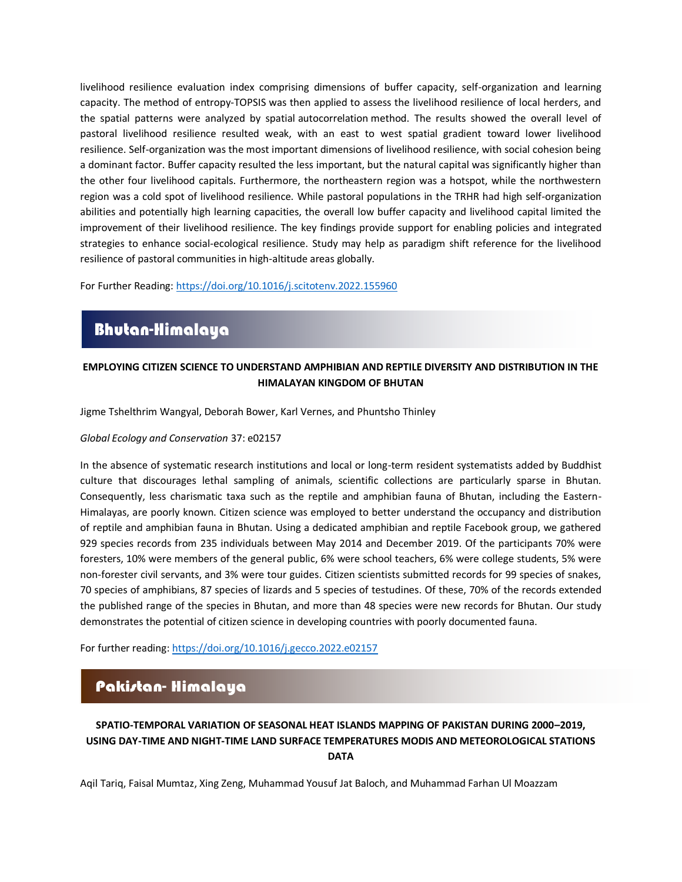livelihood resilience evaluation index comprising dimensions of buffer capacity, self-organization and learning capacity. The method of entropy-TOPSIS was then applied to assess the livelihood resilience of local herders, and the spatial patterns were analyzed by spatial autocorrelation method. The results showed the overall level of pastoral livelihood resilience resulted weak, with an east to west spatial gradient toward lower livelihood resilience. Self-organization was the most important dimensions of livelihood resilience, with social cohesion being a dominant factor. Buffer capacity resulted the less important, but the natural capital was significantly higher than the other four livelihood capitals. Furthermore, the northeastern region was a hotspot, while the northwestern region was a cold spot of livelihood resilience. While pastoral populations in the TRHR had high self-organization abilities and potentially high learning capacities, the overall low buffer capacity and livelihood capital limited the improvement of their livelihood resilience. The key findings provide support for enabling policies and integrated strategies to enhance social-ecological resilience. Study may help as paradigm shift reference for the livelihood resilience of pastoral communities in high-altitude areas globally.

For Further Reading: https://doi.org/10.1016/j.scitotenv.2022.155960

## Bhutan-Himalaya

**EMPLOYING CITIZEN SCIENCE TO UNDERSTAND AMPHIBIAN AND REPTILE DIVERSITY AND DISTRIBUTION IN THE HIMALAYAN KINGDOM OF BHUTAN**

Jigme Tshelthrim Wangyal, Deborah Bower, Karl Vernes, and Phuntsho Thinley

*Global Ecology and Conservation* 37: e02157

In the absence of systematic research institutions and local or long-term resident systematists added by Buddhist culture that discourages lethal sampling of animals, scientific collections are particularly sparse in Bhutan. Consequently, less charismatic taxa such as the reptile and amphibian fauna of Bhutan, including the Eastern-Himalayas, are poorly known. Citizen science was employed to better understand the occupancy and distribution of reptile and amphibian fauna in Bhutan. Using a dedicated amphibian and reptile Facebook group, we gathered 929 species records from 235 individuals between May 2014 and December 2019. Of the participants 70% were foresters, 10% were members of the general public, 6% were school teachers, 6% were college students, 5% were non-forester civil servants, and 3% were tour guides. Citizen scientists submitted records for 99 species of snakes, 70 species of amphibians, 87 species of lizards and 5 species of testudines. Of these, 70% of the records extended the published range of the species in Bhutan, and more than 48 species were new records for Bhutan. Our study demonstrates the potential of citizen science in developing countries with poorly documented fauna.

For further reading: https://doi.org/10.1016/j.gecco.2022.e02157

## Pakistan- Himalaya

**SPATIO-TEMPORAL VARIATION OF SEASONAL HEAT ISLANDS MAPPING OF PAKISTAN DURING 2000–2019, USING DAY-TIME AND NIGHT-TIME LAND SURFACE TEMPERATURES MODIS AND METEOROLOGICAL STATIONS DATA**

Aqil Tariq, Faisal Mumtaz, Xing Zeng, Muhammad Yousuf Jat Baloch, and Muhammad Farhan Ul Moazzam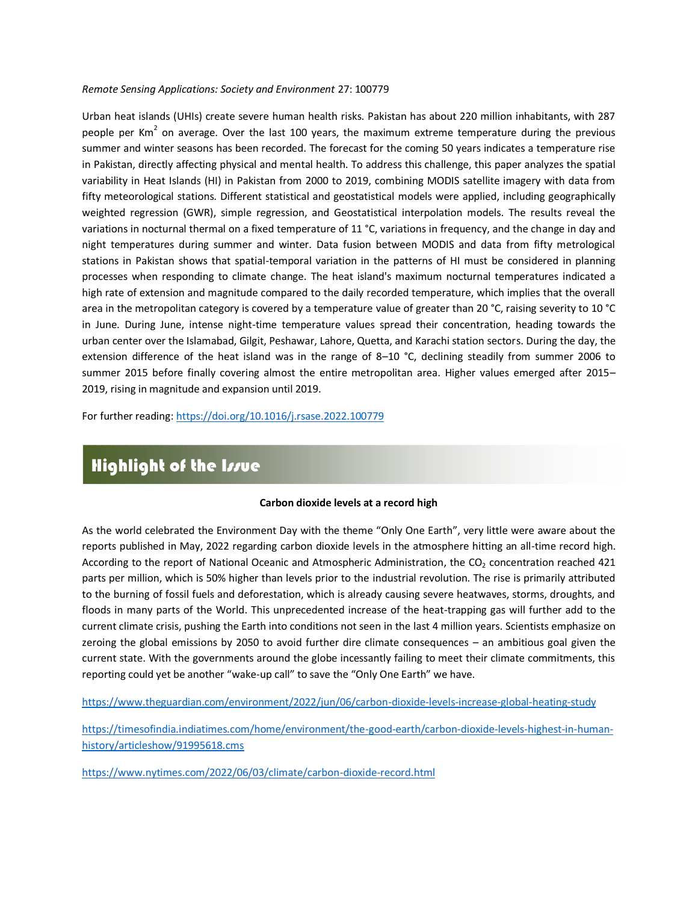*Remote Sensing Applications: Society and Environment* 27: 100779

Urban heat islands (UHIs) create severe human health risks. Pakistan has about 220 million inhabitants, with 287 people per Km$^2$ on average. Over the last 100 years, the maximum extreme temperature during the previous summer and winter seasons has been recorded. The forecast for the coming 50 years indicates a temperature rise in Pakistan, directly affecting physical and mental health. To address this challenge, this paper analyzes the spatial variability in Heat Islands (HI) in Pakistan from 2000 to 2019, combining MODIS satellite imagery with data from fifty meteorological stations. Different statistical and geostatistical models were applied, including geographically weighted regression (GWR), simple regression, and Geostatistical interpolation models. The results reveal the variations in nocturnal thermal on a fixed temperature of 11 °C, variations in frequency, and the change in day and night temperatures during summer and winter. Data fusion between MODIS and data from fifty metrological stations in Pakistan shows that spatial-temporal variation in the patterns of HI must be considered in planning processes when responding to climate change. The heat island's maximum nocturnal temperatures indicated a high rate of extension and magnitude compared to the daily recorded temperature, which implies that the overall area in the metropolitan category is covered by a temperature value of greater than 20 °C, raising severity to 10 °C in June. During June, intense night-time temperature values spread their concentration, heading towards the urban center over the Islamabad, Gilgit, Peshawar, Lahore, Quetta, and Karachi station sectors. During the day, the extension difference of the heat island was in the range of 8–10 °C, declining steadily from summer 2006 to summer 2015 before finally covering almost the entire metropolitan area. Higher values emerged after 2015–2019, rising in magnitude and expansion until 2019.

For further reading: https://doi.org/10.1016/j.rsase.2022.100779

## Highlight of the Issue

**Carbon dioxide levels at a record high**

As the world celebrated the Environment Day with the theme "Only One Earth", very little were aware about the reports published in May, 2022 regarding carbon dioxide levels in the atmosphere hitting an all-time record high. According to the report of National Oceanic and Atmospheric Administration, the $CO_2$ concentration reached 421 parts per million, which is 50% higher than levels prior to the industrial revolution. The rise is primarily attributed to the burning of fossil fuels and deforestation, which is already causing severe heatwaves, storms, droughts, and floods in many parts of the World. This unprecedented increase of the heat-trapping gas will further add to the current climate crisis, pushing the Earth into conditions not seen in the last 4 million years. Scientists emphasize on zeroing the global emissions by 2050 to avoid further dire climate consequences – an ambitious goal given the current state. With the governments around the globe incessantly failing to meet their climate commitments, this reporting could yet be another "wake-up call" to save the "Only One Earth" we have.

https://www.theguardian.com/environment/2022/jun/06/carbon-dioxide-levels-increase-global-heating-study

https://timesofindia.indiatimes.com/home/environment/the-good-earth/carbon-dioxide-levels-highest-in-human-history/articleshow/91995618.cms

https://www.nytimes.com/2022/06/03/climate/carbon-dioxide-record.html